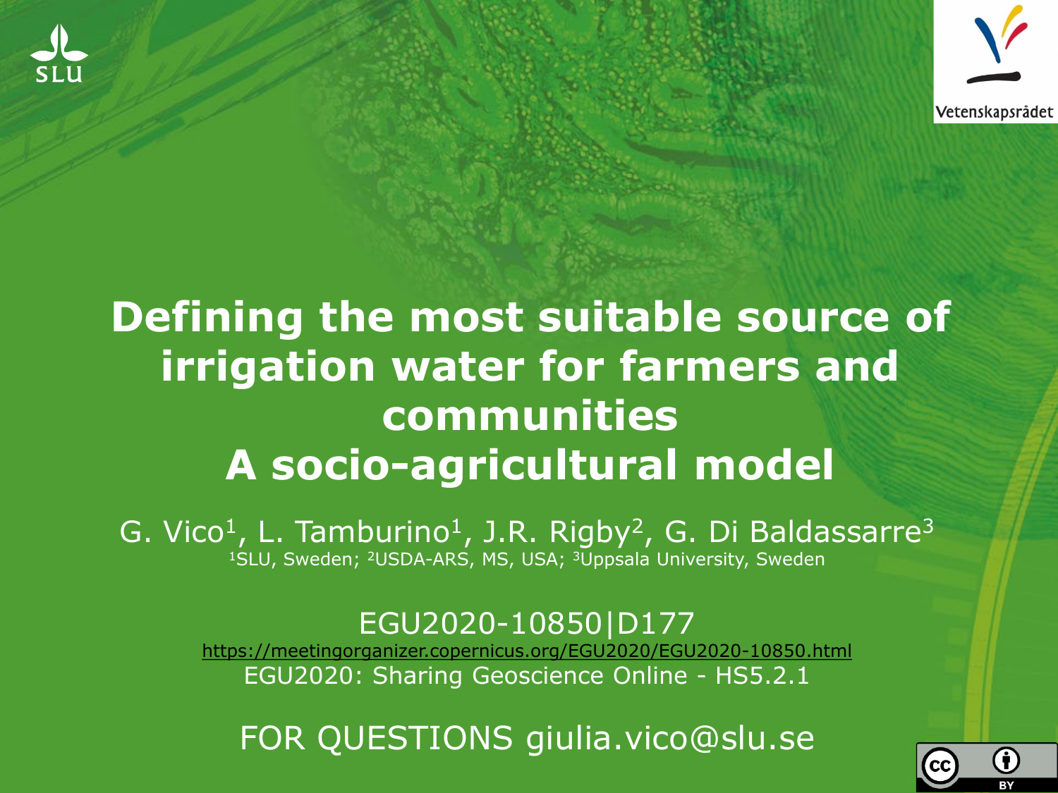# Defining the most suitable source of irrigation water for farmers and communities
# A socio-agricultural model

G. Vico[1], L. Tamburino[1], J.R. Rigby[2], G. Di Baldassarre[3]

[1]SLU, Sweden; [2]USDA-ARS, MS, USA; [3]Uppsala University, Sweden

EGU2020-10850|D177

https://meetingorganizer.copernicus.org/EGU2020/EGU2020-10850.html

EGU2020: Sharing Geoscience Online - HS5.2.1

FOR QUESTIONS giulia.vico@slu.se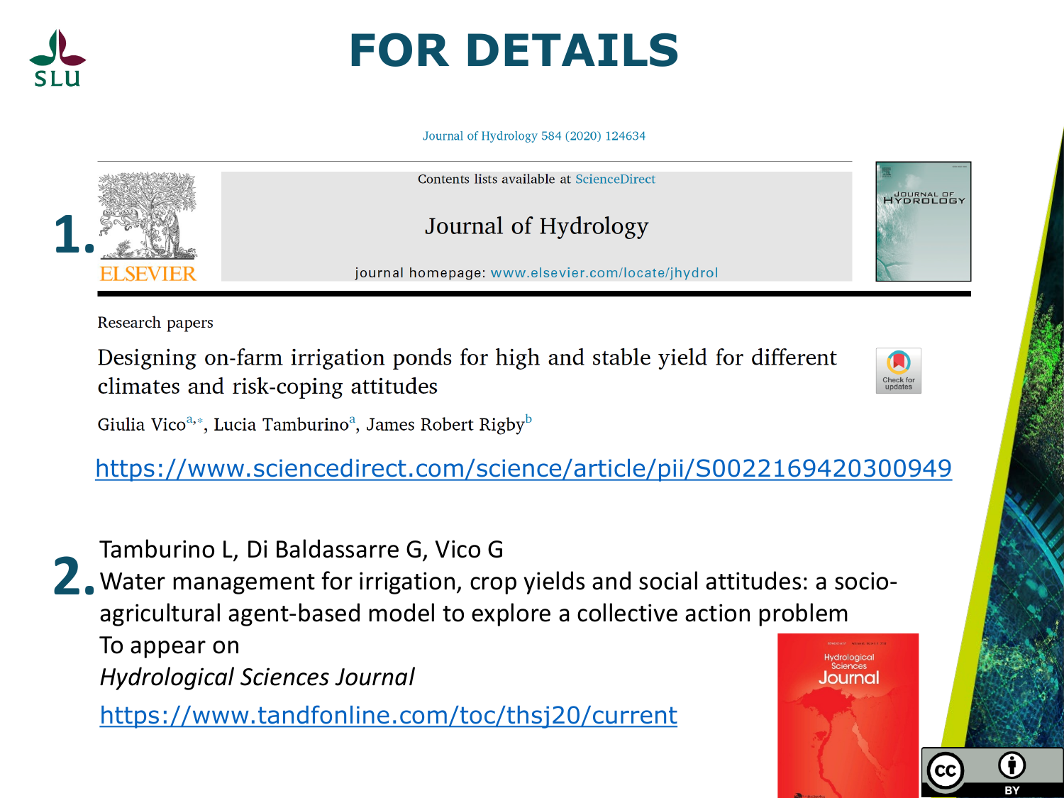# FOR DETAILS

**1.**

Journal of Hydrology 584 (2020) 124634

Contents lists available at ScienceDirect

Journal of Hydrology

journal homepage: www.elsevier.com/locate/jhydrol

Research papers

Designing on-farm irrigation ponds for high and stable yield for different climates and risk-coping attitudes

Giulia Vico[a,*], Lucia Tamburino[a], James Robert Rigby[b]

https://www.sciencedirect.com/science/article/pii/S0022169420300949

**2.**

Tamburino L, Di Baldassarre G, Vico G

Water management for irrigation, crop yields and social attitudes: a socio-agricultural agent-based model to explore a collective action problem

To appear on

*Hydrological Sciences Journal*

https://www.tandfonline.com/toc/thsj20/current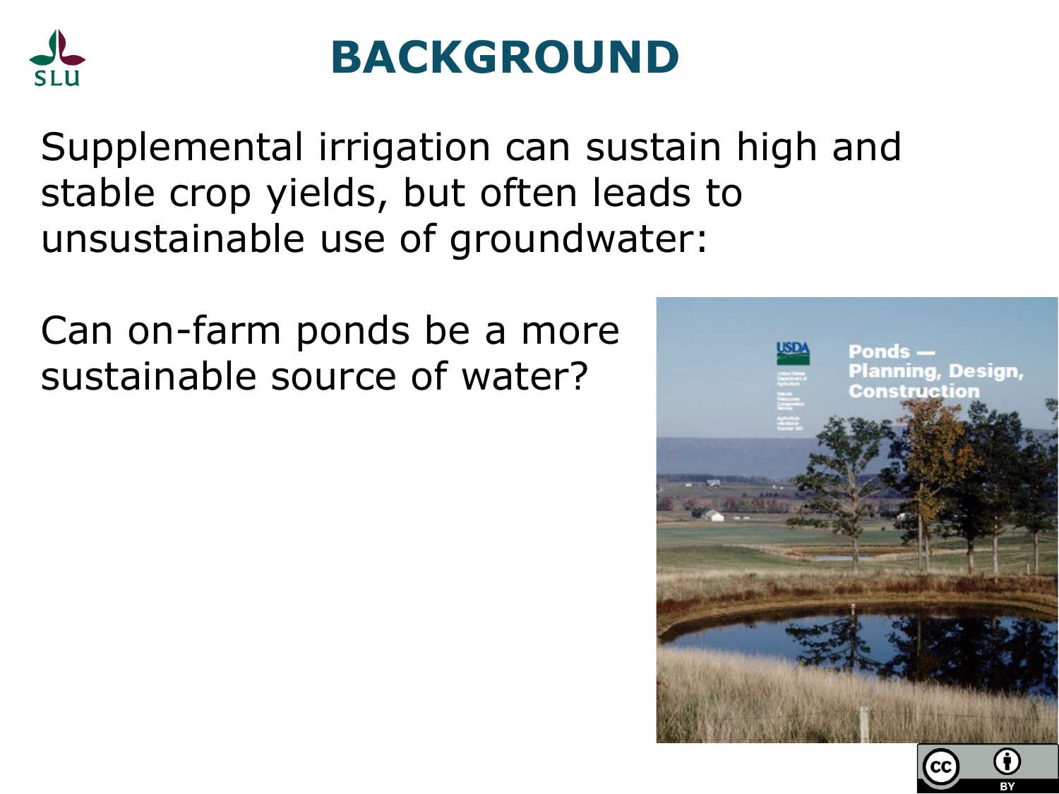# BACKGROUND

Supplemental irrigation can sustain high and stable crop yields, but often leads to unsustainable use of groundwater:

Can on-farm ponds be a more sustainable source of water?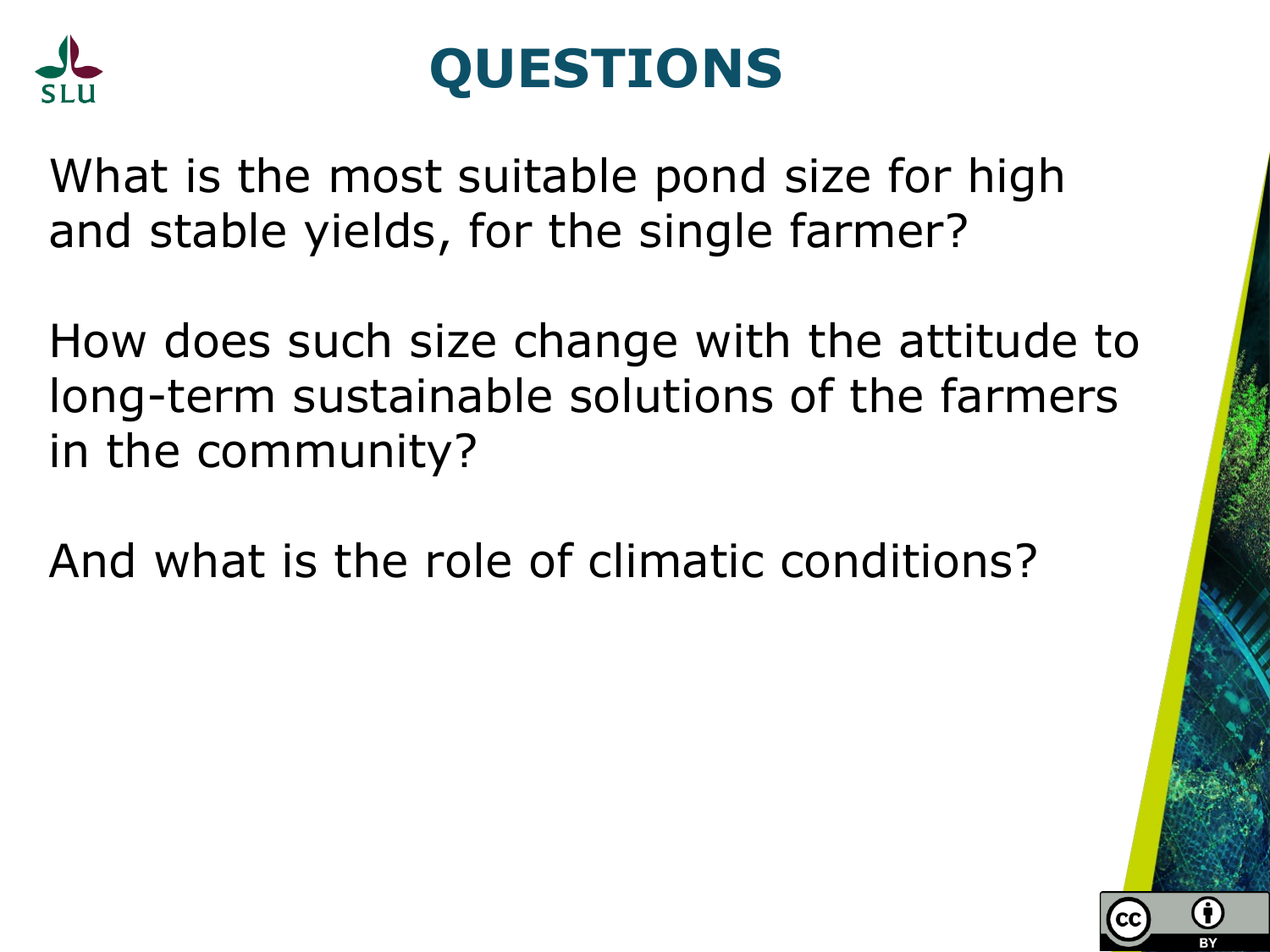# QUESTIONS

What is the most suitable pond size for high and stable yields, for the single farmer?

How does such size change with the attitude to long-term sustainable solutions of the farmers in the community?

And what is the role of climatic conditions?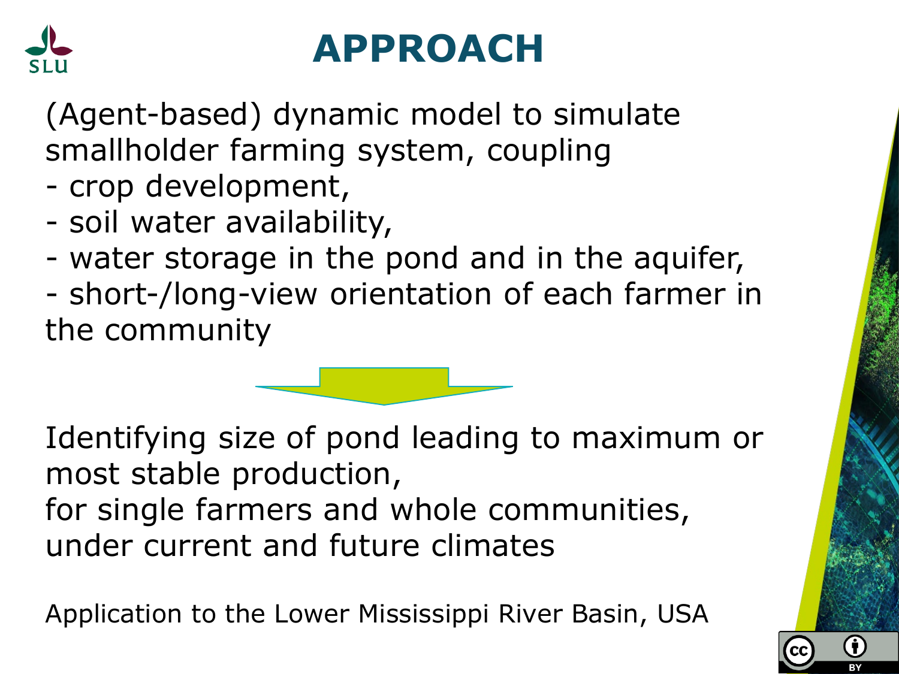# APPROACH

(Agent-based) dynamic model to simulate smallholder farming system, coupling

- crop development,
- soil water availability,
- water storage in the pond and in the aquifer,
- short-/long-view orientation of each farmer in the community

Identifying size of pond leading to maximum or most stable production,
for single farmers and whole communities,
under current and future climates

Application to the Lower Mississippi River Basin, USA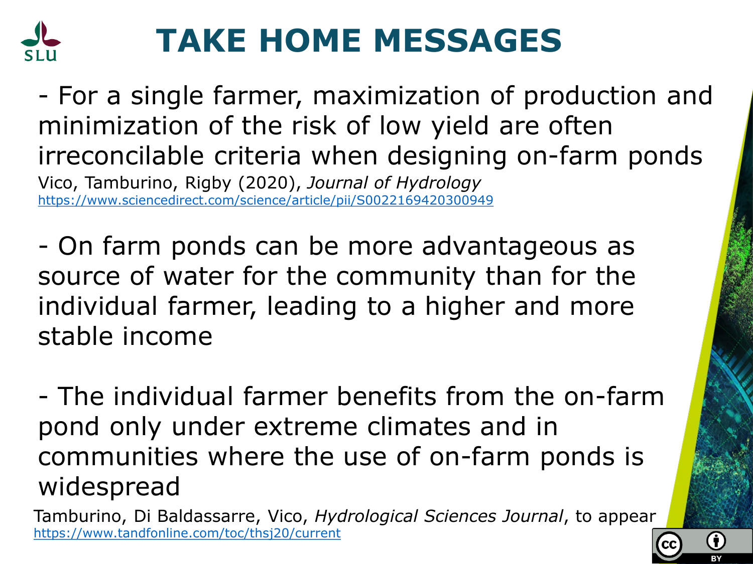# TAKE HOME MESSAGES

- For a single farmer, maximization of production and minimization of the risk of low yield are often irreconcilable criteria when designing on-farm ponds

Vico, Tamburino, Rigby (2020), *Journal of Hydrology*
https://www.sciencedirect.com/science/article/pii/S0022169420300949

- On farm ponds can be more advantageous as source of water for the community than for the individual farmer, leading to a higher and more stable income

- The individual farmer benefits from the on-farm pond only under extreme climates and in communities where the use of on-farm ponds is widespread

Tamburino, Di Baldassarre, Vico, *Hydrological Sciences Journal*, to appear
https://www.tandfonline.com/toc/thsj20/current